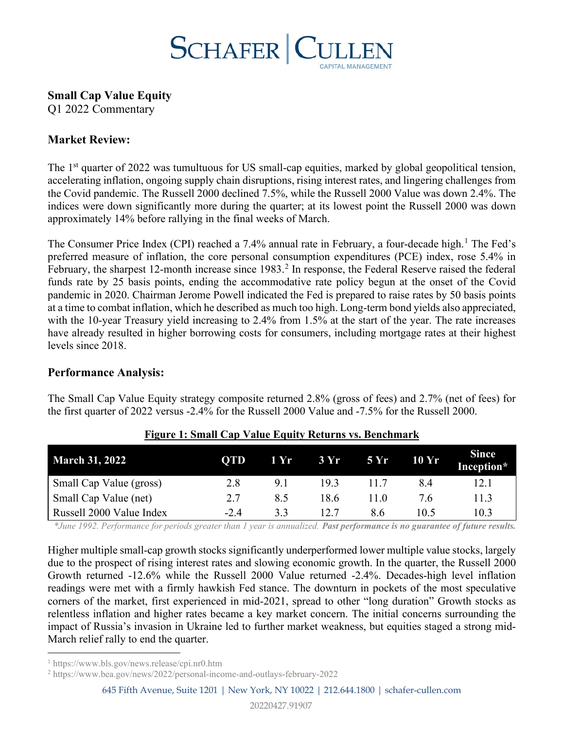# Schafer | Cullen

## Small Cap Value Equity
Q1 2022 Commentary

## Market Review:

The 1st quarter of 2022 was tumultuous for US small-cap equities, marked by global geopolitical tension, accelerating inflation, ongoing supply chain disruptions, rising interest rates, and lingering challenges from the Covid pandemic. The Russell 2000 declined 7.5%, while the Russell 2000 Value was down 2.4%. The indices were down significantly more during the quarter; at its lowest point the Russell 2000 was down approximately 14% before rallying in the final weeks of March.

The Consumer Price Index (CPI) reached a 7.4% annual rate in February, a four-decade high.[1] The Fed's preferred measure of inflation, the core personal consumption expenditures (PCE) index, rose 5.4% in February, the sharpest 12-month increase since 1983.[2] In response, the Federal Reserve raised the federal funds rate by 25 basis points, ending the accommodative rate policy begun at the onset of the Covid pandemic in 2020. Chairman Jerome Powell indicated the Fed is prepared to raise rates by 50 basis points at a time to combat inflation, which he described as much too high. Long-term bond yields also appreciated, with the 10-year Treasury yield increasing to 2.4% from 1.5% at the start of the year. The rate increases have already resulted in higher borrowing costs for consumers, including mortgage rates at their highest levels since 2018.

## Performance Analysis:

The Small Cap Value Equity strategy composite returned 2.8% (gross of fees) and 2.7% (net of fees) for the first quarter of 2022 versus -2.4% for the Russell 2000 Value and -7.5% for the Russell 2000.

**Figure 1: Small Cap Value Equity Returns vs. Benchmark**

| March 31, 2022 | QTD | 1 Yr | 3 Yr | 5 Yr | 10 Yr | Since Inception* |
|---|---|---|---|---|---|---|
| Small Cap Value (gross) | 2.8 | 9.1 | 19.3 | 11.7 | 8.4 | 12.1 |
| Small Cap Value (net) | 2.7 | 8.5 | 18.6 | 11.0 | 7.6 | 11.3 |
| Russell 2000 Value Index | -2.4 | 3.3 | 12.7 | 8.6 | 10.5 | 10.3 |

*\*June 1992. Performance for periods greater than 1 year is annualized.* ***Past performance is no guarantee of future results.***

Higher multiple small-cap growth stocks significantly underperformed lower multiple value stocks, largely due to the prospect of rising interest rates and slowing economic growth. In the quarter, the Russell 2000 Growth returned -12.6% while the Russell 2000 Value returned -2.4%. Decades-high level inflation readings were met with a firmly hawkish Fed stance. The downturn in pockets of the most speculative corners of the market, first experienced in mid-2021, spread to other "long duration" Growth stocks as relentless inflation and higher rates became a key market concern. The initial concerns surrounding the impact of Russia's invasion in Ukraine led to further market weakness, but equities staged a strong mid-March relief rally to end the quarter.

[1] https://www.bls.gov/news.release/cpi.nr0.htm

[2] https://www.bea.gov/news/2022/personal-income-and-outlays-february-2022

645 Fifth Avenue, Suite 1201 | New York, NY 10022 | 212.644.1800 | schafer-cullen.com

20220427.91907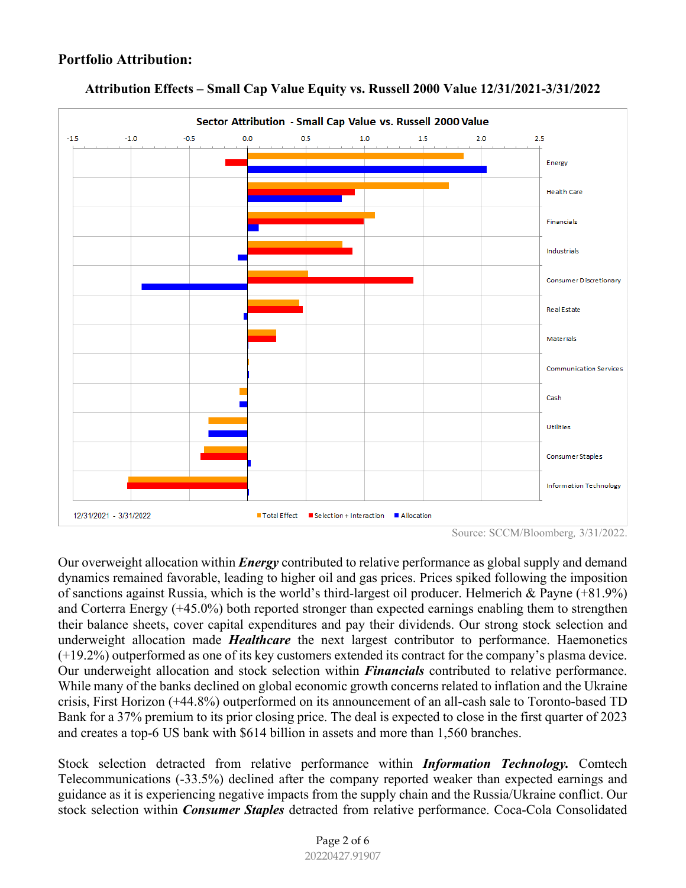## Portfolio Attribution:

**Attribution Effects – Small Cap Value Equity vs. Russell 2000 Value 12/31/2021-3/31/2022**

Source: SCCM/Bloomberg, 3/31/2022.

Our overweight allocation within ***Energy*** contributed to relative performance as global supply and demand dynamics remained favorable, leading to higher oil and gas prices. Prices spiked following the imposition of sanctions against Russia, which is the world's third-largest oil producer. Helmerich & Payne (+81.9%) and Corterra Energy (+45.0%) both reported stronger than expected earnings enabling them to strengthen their balance sheets, cover capital expenditures and pay their dividends. Our strong stock selection and underweight allocation made ***Healthcare*** the next largest contributor to performance. Haemonetics (+19.2%) outperformed as one of its key customers extended its contract for the company's plasma device. Our underweight allocation and stock selection within ***Financials*** contributed to relative performance. While many of the banks declined on global economic growth concerns related to inflation and the Ukraine crisis, First Horizon (+44.8%) outperformed on its announcement of an all-cash sale to Toronto-based TD Bank for a 37% premium to its prior closing price. The deal is expected to close in the first quarter of 2023 and creates a top-6 US bank with \$614 billion in assets and more than 1,560 branches.

Stock selection detracted from relative performance within ***Information Technology.*** Comtech Telecommunications (-33.5%) declined after the company reported weaker than expected earnings and guidance as it is experiencing negative impacts from the supply chain and the Russia/Ukraine conflict. Our stock selection within ***Consumer Staples*** detracted from relative performance. Coca-Cola Consolidated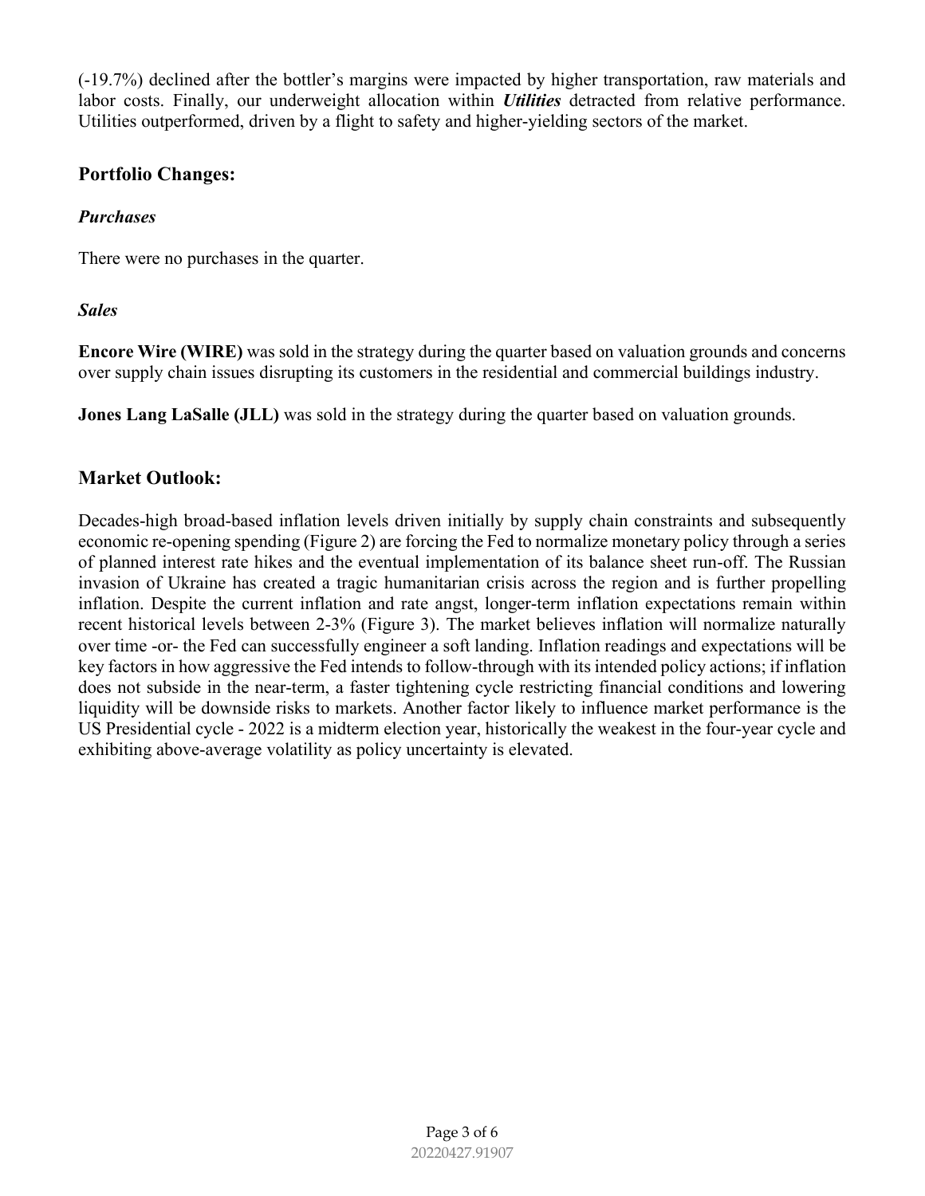(-19.7%) declined after the bottler's margins were impacted by higher transportation, raw materials and labor costs. Finally, our underweight allocation within ***Utilities*** detracted from relative performance. Utilities outperformed, driven by a flight to safety and higher-yielding sectors of the market.

## Portfolio Changes:

### *Purchases*

There were no purchases in the quarter.

### *Sales*

**Encore Wire (WIRE)** was sold in the strategy during the quarter based on valuation grounds and concerns over supply chain issues disrupting its customers in the residential and commercial buildings industry.

**Jones Lang LaSalle (JLL)** was sold in the strategy during the quarter based on valuation grounds.

## Market Outlook:

Decades-high broad-based inflation levels driven initially by supply chain constraints and subsequently economic re-opening spending (Figure 2) are forcing the Fed to normalize monetary policy through a series of planned interest rate hikes and the eventual implementation of its balance sheet run-off. The Russian invasion of Ukraine has created a tragic humanitarian crisis across the region and is further propelling inflation. Despite the current inflation and rate angst, longer-term inflation expectations remain within recent historical levels between 2-3% (Figure 3). The market believes inflation will normalize naturally over time -or- the Fed can successfully engineer a soft landing. Inflation readings and expectations will be key factors in how aggressive the Fed intends to follow-through with its intended policy actions; if inflation does not subside in the near-term, a faster tightening cycle restricting financial conditions and lowering liquidity will be downside risks to markets. Another factor likely to influence market performance is the US Presidential cycle - 2022 is a midterm election year, historically the weakest in the four-year cycle and exhibiting above-average volatility as policy uncertainty is elevated.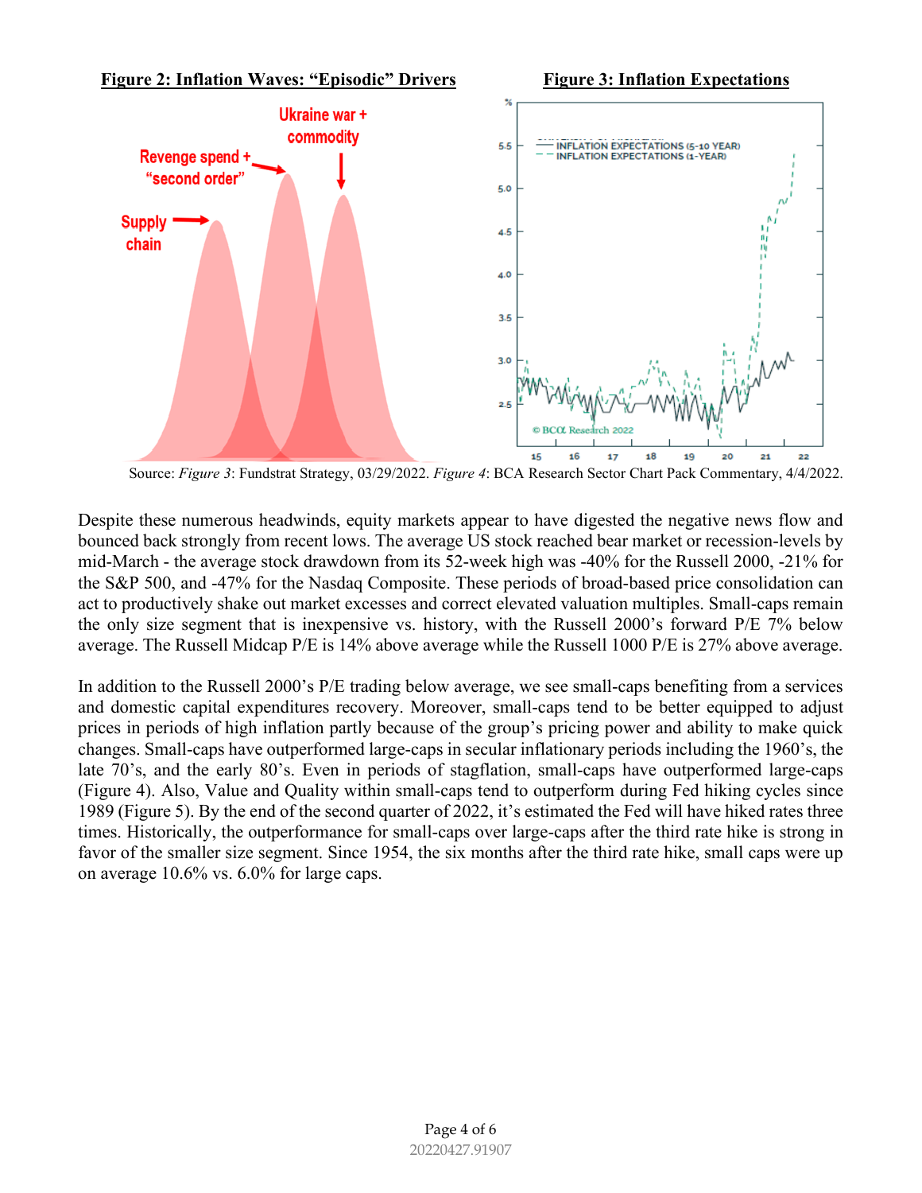**Figure 2: Inflation Waves: "Episodic" Drivers**

**Figure 3: Inflation Expectations**

Source: *Figure 3*: Fundstrat Strategy, 03/29/2022. *Figure 4*: BCA Research Sector Chart Pack Commentary, 4/4/2022.

Despite these numerous headwinds, equity markets appear to have digested the negative news flow and bounced back strongly from recent lows. The average US stock reached bear market or recession-levels by mid-March - the average stock drawdown from its 52-week high was -40% for the Russell 2000, -21% for the S&P 500, and -47% for the Nasdaq Composite. These periods of broad-based price consolidation can act to productively shake out market excesses and correct elevated valuation multiples. Small-caps remain the only size segment that is inexpensive vs. history, with the Russell 2000's forward P/E 7% below average. The Russell Midcap P/E is 14% above average while the Russell 1000 P/E is 27% above average.

In addition to the Russell 2000's P/E trading below average, we see small-caps benefiting from a services and domestic capital expenditures recovery. Moreover, small-caps tend to be better equipped to adjust prices in periods of high inflation partly because of the group's pricing power and ability to make quick changes. Small-caps have outperformed large-caps in secular inflationary periods including the 1960's, the late 70's, and the early 80's. Even in periods of stagflation, small-caps have outperformed large-caps (Figure 4). Also, Value and Quality within small-caps tend to outperform during Fed hiking cycles since 1989 (Figure 5). By the end of the second quarter of 2022, it's estimated the Fed will have hiked rates three times. Historically, the outperformance for small-caps over large-caps after the third rate hike is strong in favor of the smaller size segment. Since 1954, the six months after the third rate hike, small caps were up on average 10.6% vs. 6.0% for large caps.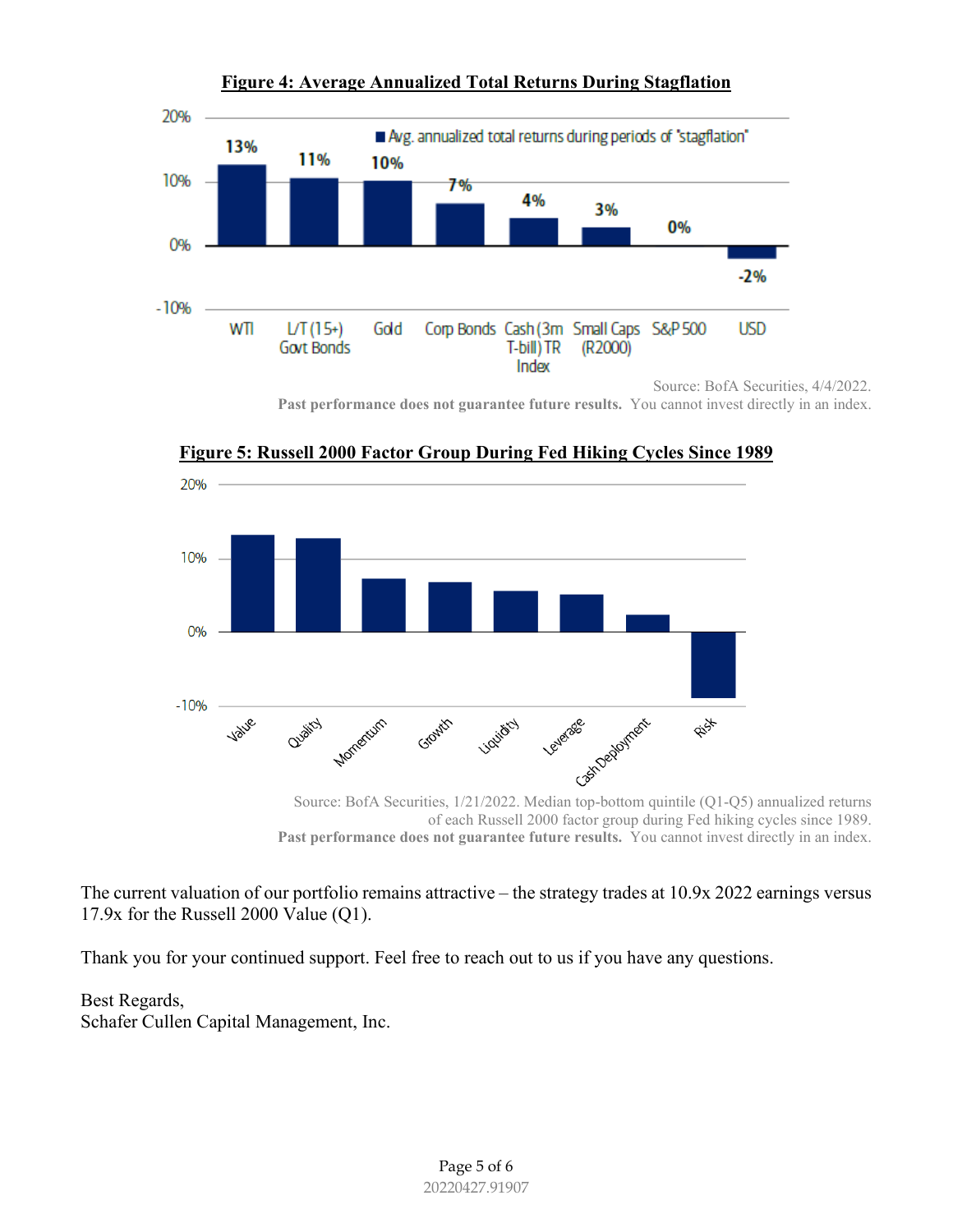**Figure 4: Average Annualized Total Returns During Stagflation**

■ Avg. annualized total returns during periods of "stagflation"

| WTI | L/T (15+) Govt Bonds | Gold | Corp Bonds | Cash (3m T-bill) TR Index | Small Caps (R2000) | S&P 500 | USD |
|---|---|---|---|---|---|---|---|
| 13% | 11% | 10% | 7% | 4% | 3% | 0% | -2% |

Source: BofA Securities, 4/4/2022.
**Past performance does not guarantee future results.** You cannot invest directly in an index.

**Figure 5: Russell 2000 Factor Group During Fed Hiking Cycles Since 1989**

Factor groups shown: Value, Quality, Momentum, Growth, Liquidity, Leverage, Cash Deployment, Risk

Source: BofA Securities, 1/21/2022. Median top-bottom quintile (Q1-Q5) annualized returns of each Russell 2000 factor group during Fed hiking cycles since 1989.
**Past performance does not guarantee future results.** You cannot invest directly in an index.

The current valuation of our portfolio remains attractive – the strategy trades at 10.9x 2022 earnings versus 17.9x for the Russell 2000 Value (Q1).

Thank you for your continued support. Feel free to reach out to us if you have any questions.

Best Regards,
Schafer Cullen Capital Management, Inc.

20220427.91907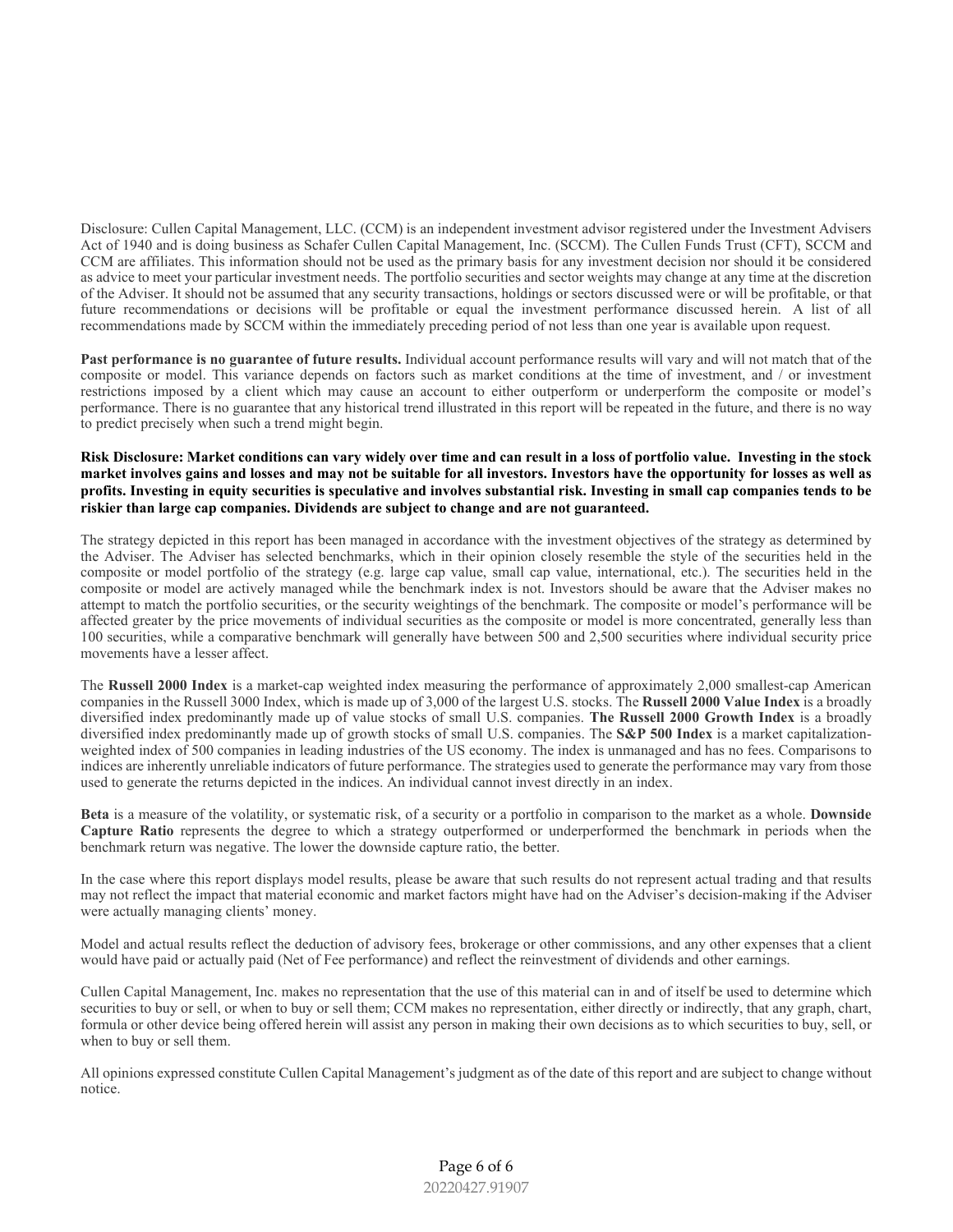Disclosure: Cullen Capital Management, LLC. (CCM) is an independent investment advisor registered under the Investment Advisers Act of 1940 and is doing business as Schafer Cullen Capital Management, Inc. (SCCM). The Cullen Funds Trust (CFT), SCCM and CCM are affiliates. This information should not be used as the primary basis for any investment decision nor should it be considered as advice to meet your particular investment needs. The portfolio securities and sector weights may change at any time at the discretion of the Adviser. It should not be assumed that any security transactions, holdings or sectors discussed were or will be profitable, or that future recommendations or decisions will be profitable or equal the investment performance discussed herein. A list of all recommendations made by SCCM within the immediately preceding period of not less than one year is available upon request.

**Past performance is no guarantee of future results.** Individual account performance results will vary and will not match that of the composite or model. This variance depends on factors such as market conditions at the time of investment, and / or investment restrictions imposed by a client which may cause an account to either outperform or underperform the composite or model's performance. There is no guarantee that any historical trend illustrated in this report will be repeated in the future, and there is no way to predict precisely when such a trend might begin.

**Risk Disclosure: Market conditions can vary widely over time and can result in a loss of portfolio value. Investing in the stock market involves gains and losses and may not be suitable for all investors. Investors have the opportunity for losses as well as profits. Investing in equity securities is speculative and involves substantial risk. Investing in small cap companies tends to be riskier than large cap companies. Dividends are subject to change and are not guaranteed.**

The strategy depicted in this report has been managed in accordance with the investment objectives of the strategy as determined by the Adviser. The Adviser has selected benchmarks, which in their opinion closely resemble the style of the securities held in the composite or model portfolio of the strategy (e.g. large cap value, small cap value, international, etc.). The securities held in the composite or model are actively managed while the benchmark index is not. Investors should be aware that the Adviser makes no attempt to match the portfolio securities, or the security weightings of the benchmark. The composite or model's performance will be affected greater by the price movements of individual securities as the composite or model is more concentrated, generally less than 100 securities, while a comparative benchmark will generally have between 500 and 2,500 securities where individual security price movements have a lesser affect.

The **Russell 2000 Index** is a market-cap weighted index measuring the performance of approximately 2,000 smallest-cap American companies in the Russell 3000 Index, which is made up of 3,000 of the largest U.S. stocks. The **Russell 2000 Value Index** is a broadly diversified index predominantly made up of value stocks of small U.S. companies. **The Russell 2000 Growth Index** is a broadly diversified index predominantly made up of growth stocks of small U.S. companies. The **S&P 500 Index** is a market capitalization-weighted index of 500 companies in leading industries of the US economy. The index is unmanaged and has no fees. Comparisons to indices are inherently unreliable indicators of future performance. The strategies used to generate the performance may vary from those used to generate the returns depicted in the indices. An individual cannot invest directly in an index.

**Beta** is a measure of the volatility, or systematic risk, of a security or a portfolio in comparison to the market as a whole. **Downside Capture Ratio** represents the degree to which a strategy outperformed or underperformed the benchmark in periods when the benchmark return was negative. The lower the downside capture ratio, the better.

In the case where this report displays model results, please be aware that such results do not represent actual trading and that results may not reflect the impact that material economic and market factors might have had on the Adviser's decision-making if the Adviser were actually managing clients' money.

Model and actual results reflect the deduction of advisory fees, brokerage or other commissions, and any other expenses that a client would have paid or actually paid (Net of Fee performance) and reflect the reinvestment of dividends and other earnings.

Cullen Capital Management, Inc. makes no representation that the use of this material can in and of itself be used to determine which securities to buy or sell, or when to buy or sell them; CCM makes no representation, either directly or indirectly, that any graph, chart, formula or other device being offered herein will assist any person in making their own decisions as to which securities to buy, sell, or when to buy or sell them.

All opinions expressed constitute Cullen Capital Management's judgment as of the date of this report and are subject to change without notice.

20220427.91907